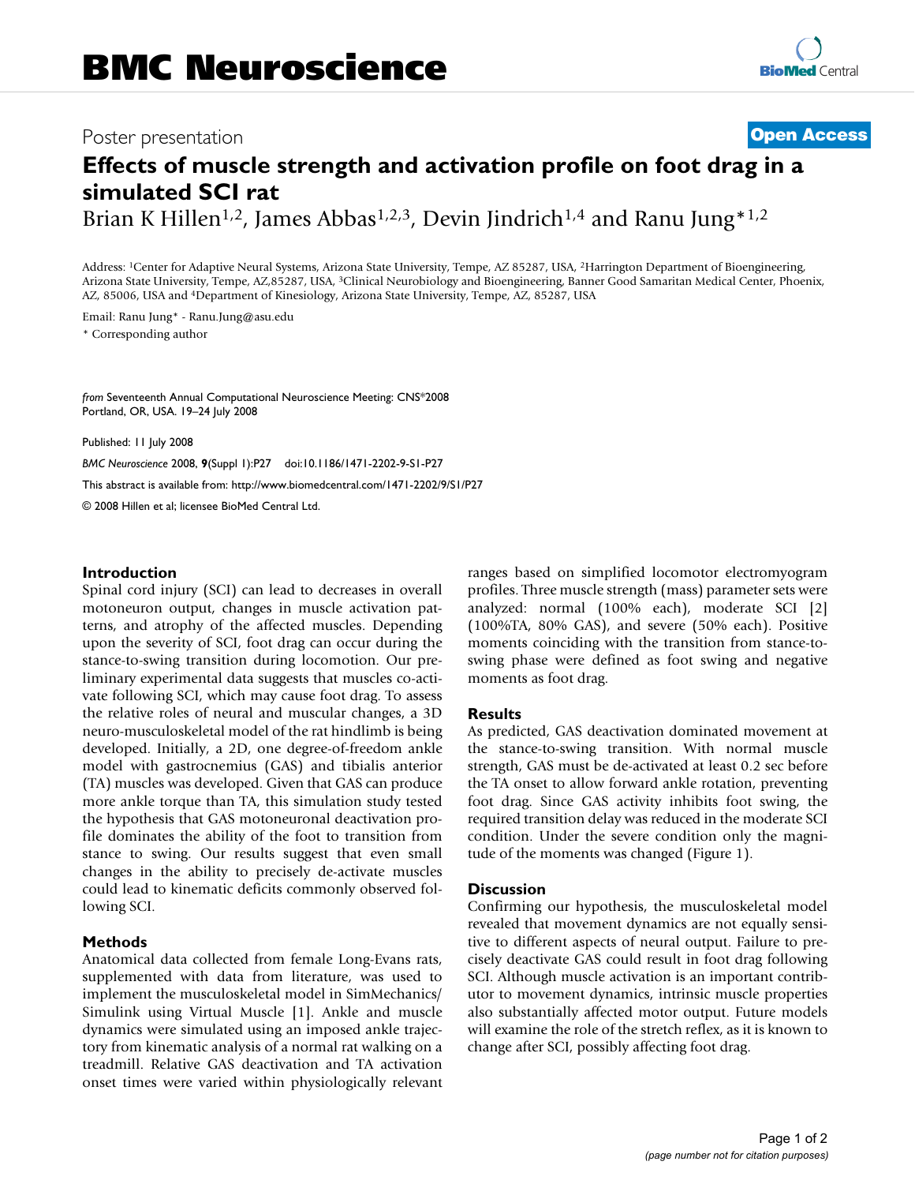Poster presentation

**Open Access**

# Effects of muscle strength and activation profile on foot drag in a simulated SCI rat

Brian K Hillen[1,2], James Abbas[1,2,3], Devin Jindrich[1,4] and Ranu Jung*[1,2]

Address: [1]Center for Adaptive Neural Systems, Arizona State University, Tempe, AZ 85287, USA, [2]Harrington Department of Bioengineering, Arizona State University, Tempe, AZ,85287, USA, [3]Clinical Neurobiology and Bioengineering, Banner Good Samaritan Medical Center, Phoenix, AZ, 85006, USA and [4]Department of Kinesiology, Arizona State University, Tempe, AZ, 85287, USA

Email: Ranu Jung* - Ranu.Jung@asu.edu

\* Corresponding author

*from* Seventeenth Annual Computational Neuroscience Meeting: CNS*2008
Portland, OR, USA. 19–24 July 2008

Published: 11 July 2008

*BMC Neuroscience* 2008, **9**(Suppl 1):P27 doi:10.1186/1471-2202-9-S1-P27

This abstract is available from: http://www.biomedcentral.com/1471-2202/9/S1/P27

© 2008 Hillen et al; licensee BioMed Central Ltd.

## Introduction

Spinal cord injury (SCI) can lead to decreases in overall motoneuron output, changes in muscle activation patterns, and atrophy of the affected muscles. Depending upon the severity of SCI, foot drag can occur during the stance-to-swing transition during locomotion. Our preliminary experimental data suggests that muscles co-activate following SCI, which may cause foot drag. To assess the relative roles of neural and muscular changes, a 3D neuro-musculoskeletal model of the rat hindlimb is being developed. Initially, a 2D, one degree-of-freedom ankle model with gastrocnemius (GAS) and tibialis anterior (TA) muscles was developed. Given that GAS can produce more ankle torque than TA, this simulation study tested the hypothesis that GAS motoneuronal deactivation profile dominates the ability of the foot to transition from stance to swing. Our results suggest that even small changes in the ability to precisely de-activate muscles could lead to kinematic deficits commonly observed following SCI.

## Methods

Anatomical data collected from female Long-Evans rats, supplemented with data from literature, was used to implement the musculoskeletal model in SimMechanics/Simulink using Virtual Muscle [1]. Ankle and muscle dynamics were simulated using an imposed ankle trajectory from kinematic analysis of a normal rat walking on a treadmill. Relative GAS deactivation and TA activation onset times were varied within physiologically relevant ranges based on simplified locomotor electromyogram profiles. Three muscle strength (mass) parameter sets were analyzed: normal (100% each), moderate SCI [2] (100%TA, 80% GAS), and severe (50% each). Positive moments coinciding with the transition from stance-to-swing phase were defined as foot swing and negative moments as foot drag.

## Results

As predicted, GAS deactivation dominated movement at the stance-to-swing transition. With normal muscle strength, GAS must be de-activated at least 0.2 sec before the TA onset to allow forward ankle rotation, preventing foot drag. Since GAS activity inhibits foot swing, the required transition delay was reduced in the moderate SCI condition. Under the severe condition only the magnitude of the moments was changed (Figure 1).

## Discussion

Confirming our hypothesis, the musculoskeletal model revealed that movement dynamics are not equally sensitive to different aspects of neural output. Failure to precisely deactivate GAS could result in foot drag following SCI. Although muscle activation is an important contributor to movement dynamics, intrinsic muscle properties also substantially affected motor output. Future models will examine the role of the stretch reflex, as it is known to change after SCI, possibly affecting foot drag.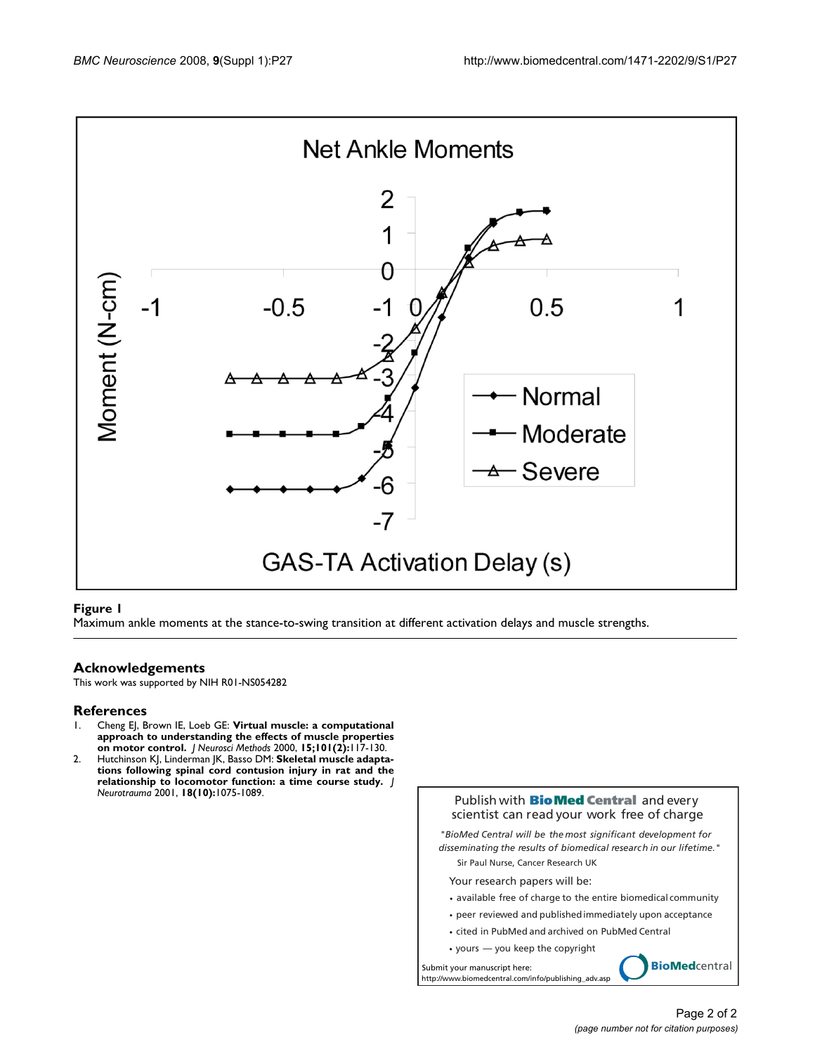Net Ankle Moments

Moment (N-cm)

2
1
0
-1
-2
-3
-4
-5
-6
-7

-1 -0.5 0 0.5 1

GAS-TA Activation Delay (s)

Normal
Moderate
Severe

**Figure 1**

Maximum ankle moments at the stance-to-swing transition at different activation delays and muscle strengths.

## Acknowledgements

This work was supported by NIH R01-NS054282

## References

1. Cheng EJ, Brown IE, Loeb GE: **Virtual muscle: a computational approach to understanding the effects of muscle properties on motor control.** *J Neurosci Methods* 2000, **15;101(2):**117-130.
2. Hutchinson KJ, Linderman JK, Basso DM: **Skeletal muscle adaptations following spinal cord contusion injury in rat and the relationship to locomotor function: a time course study.** *J Neurotrauma* 2001, **18(10):**1075-1089.

Publish with **BioMed Central** and every scientist can read your work free of charge

*"BioMed Central will be the most significant development for disseminating the results of biomedical research in our lifetime."*

Sir Paul Nurse, Cancer Research UK

Your research papers will be:

- available free of charge to the entire biomedical community
- peer reviewed and published immediately upon acceptance
- cited in PubMed and archived on PubMed Central
- yours — you keep the copyright

Submit your manuscript here:
http://www.biomedcentral.com/info/publishing_adv.asp

BioMedcentral